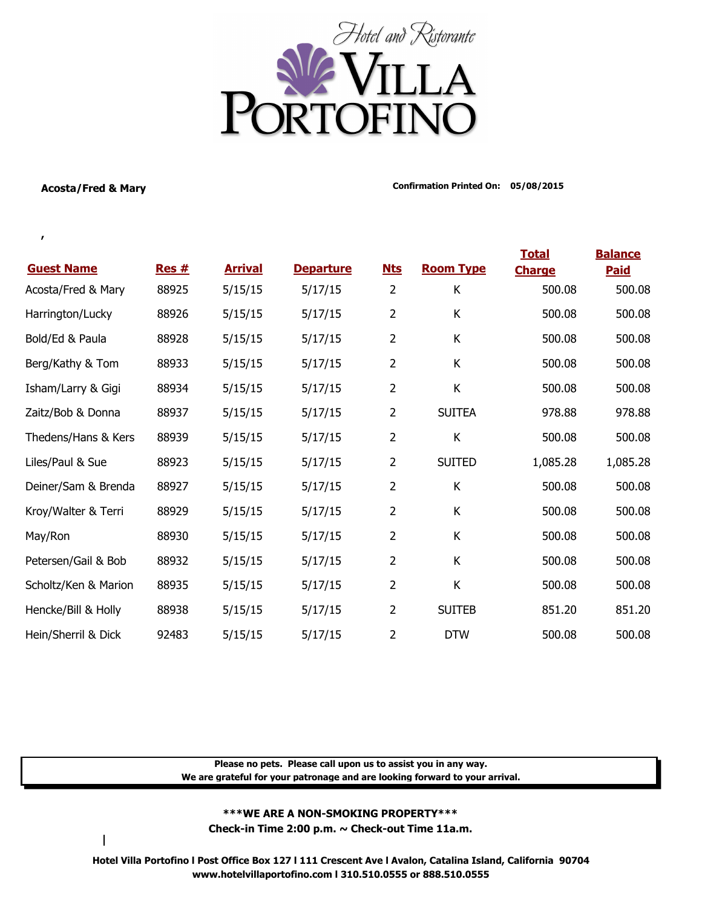Hotel and Ristorante

# VILLA PORTOFINO

**Acosta/Fred & Mary**

**Confirmation Printed On: 05/08/2015**

,

| Guest Name | Res # | Arrival | Departure | Nts | Room Type | Total Charge | Balance Paid |
|---|---|---|---|---|---|---|---|
| Acosta/Fred & Mary | 88925 | 5/15/15 | 5/17/15 | 2 | K | 500.08 | 500.08 |
| Harrington/Lucky | 88926 | 5/15/15 | 5/17/15 | 2 | K | 500.08 | 500.08 |
| Bold/Ed & Paula | 88928 | 5/15/15 | 5/17/15 | 2 | K | 500.08 | 500.08 |
| Berg/Kathy & Tom | 88933 | 5/15/15 | 5/17/15 | 2 | K | 500.08 | 500.08 |
| Isham/Larry & Gigi | 88934 | 5/15/15 | 5/17/15 | 2 | K | 500.08 | 500.08 |
| Zaitz/Bob & Donna | 88937 | 5/15/15 | 5/17/15 | 2 | SUITEA | 978.88 | 978.88 |
| Thedens/Hans & Kers | 88939 | 5/15/15 | 5/17/15 | 2 | K | 500.08 | 500.08 |
| Liles/Paul & Sue | 88923 | 5/15/15 | 5/17/15 | 2 | SUITED | 1,085.28 | 1,085.28 |
| Deiner/Sam & Brenda | 88927 | 5/15/15 | 5/17/15 | 2 | K | 500.08 | 500.08 |
| Kroy/Walter & Terri | 88929 | 5/15/15 | 5/17/15 | 2 | K | 500.08 | 500.08 |
| May/Ron | 88930 | 5/15/15 | 5/17/15 | 2 | K | 500.08 | 500.08 |
| Petersen/Gail & Bob | 88932 | 5/15/15 | 5/17/15 | 2 | K | 500.08 | 500.08 |
| Scholtz/Ken & Marion | 88935 | 5/15/15 | 5/17/15 | 2 | K | 500.08 | 500.08 |
| Hencke/Bill & Holly | 88938 | 5/15/15 | 5/17/15 | 2 | SUITEB | 851.20 | 851.20 |
| Hein/Sherril & Dick | 92483 | 5/15/15 | 5/17/15 | 2 | DTW | 500.08 | 500.08 |

**Please no pets. Please call upon us to assist you in any way.**
**We are grateful for your patronage and are looking forward to your arrival.**

**\*\*\*WE ARE A NON-SMOKING PROPERTY\*\*\***
**Check-in Time 2:00 p.m. ~ Check-out Time 11a.m.**

**Hotel Villa Portofino l Post Office Box 127 l 111 Crescent Ave l Avalon, Catalina Island, California 90704**
**www.hotelvillaportofino.com l 310.510.0555 or 888.510.0555**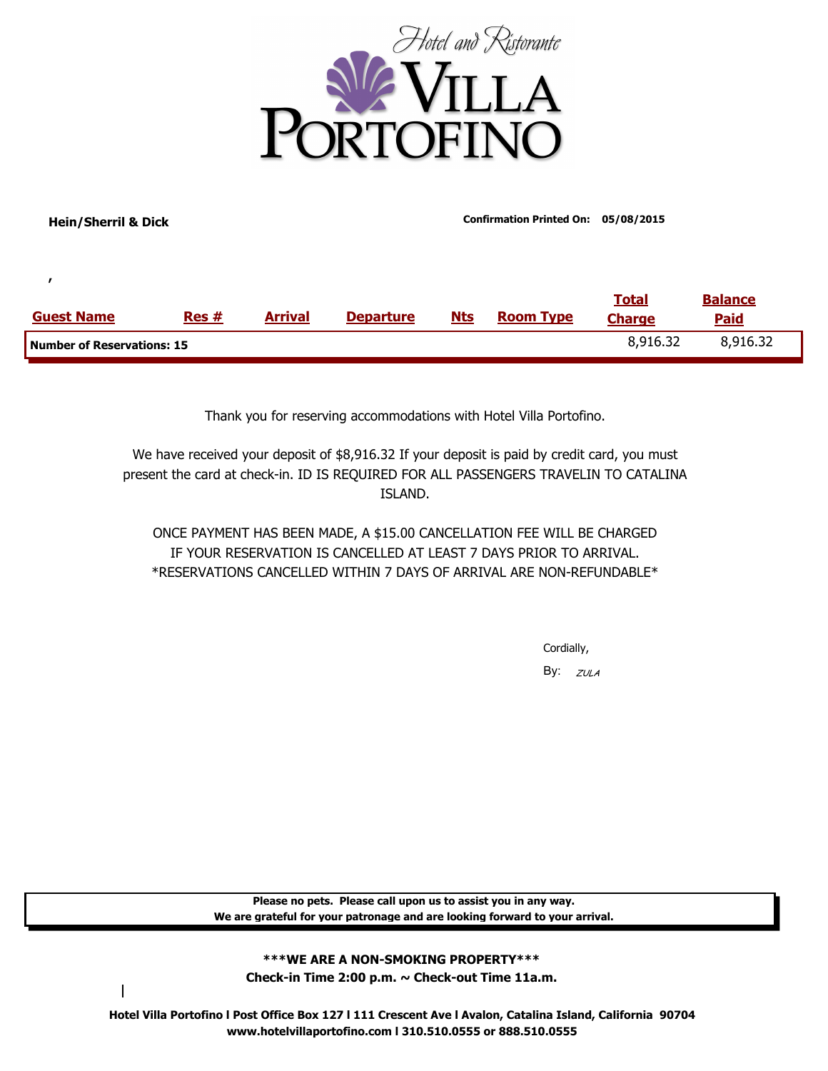**Hotel and Ristorante VILLA PORTOFINO**

**Hein/Sherril & Dick**

**Confirmation Printed On: 05/08/2015**

,

| Guest Name | Res # | Arrival | Departure | Nts | Room Type | Total Charge | Balance Paid |
|---|---|---|---|---|---|---|---|
| **Number of Reservations: 15** | | | | | | 8,916.32 | 8,916.32 |

Thank you for reserving accommodations with Hotel Villa Portofino.

We have received your deposit of $8,916.32 If your deposit is paid by credit card, you must present the card at check-in. ID IS REQUIRED FOR ALL PASSENGERS TRAVELIN TO CATALINA ISLAND.

ONCE PAYMENT HAS BEEN MADE, A $15.00 CANCELLATION FEE WILL BE CHARGED IF YOUR RESERVATION IS CANCELLED AT LEAST 7 DAYS PRIOR TO ARRIVAL. *RESERVATIONS CANCELLED WITHIN 7 DAYS OF ARRIVAL ARE NON-REFUNDABLE*

Cordially,

By: *ZULA*

**Please no pets. Please call upon us to assist you in any way.**
**We are grateful for your patronage and are looking forward to your arrival.**

**\*\*\*WE ARE A NON-SMOKING PROPERTY\*\*\***
**Check-in Time 2:00 p.m. ~ Check-out Time 11a.m.**

**Hotel Villa Portofino l Post Office Box 127 l 111 Crescent Ave l Avalon, Catalina Island, California 90704**
**www.hotelvillaportofino.com l 310.510.0555 or 888.510.0555**